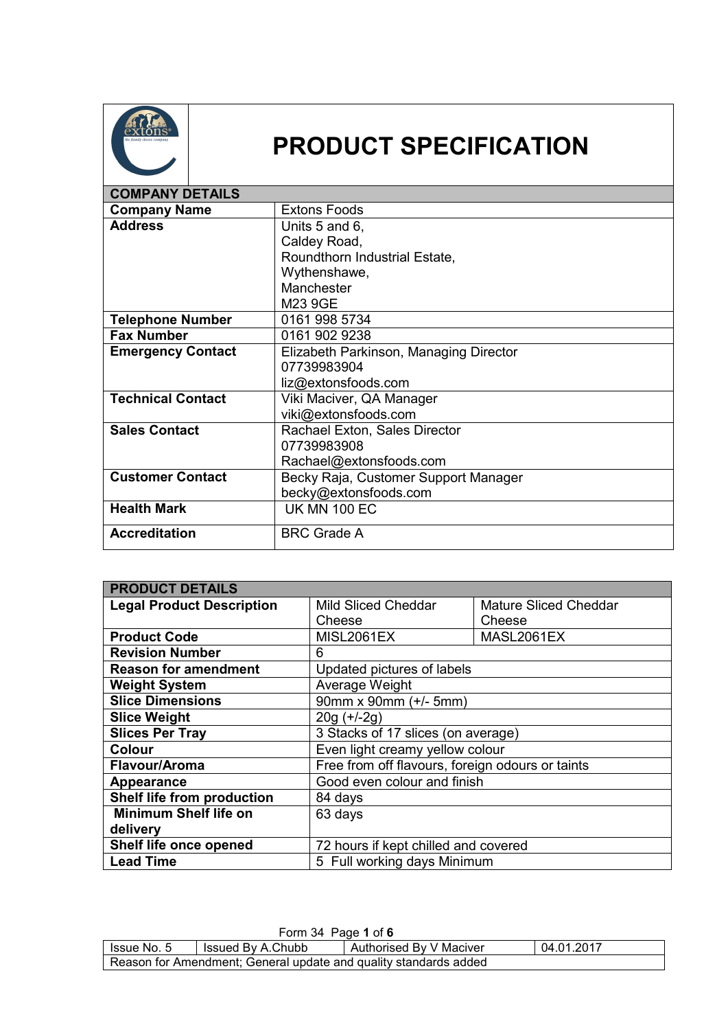# PRODUCT SPECIFICATION

| COMPANY DETAILS | |
|---|---|
| **Company Name** | Extons Foods |
| **Address** | Units 5 and 6,<br>Caldey Road,<br>Roundthorn Industrial Estate,<br>Wythenshawe,<br>Manchester<br>M23 9GE |
| **Telephone Number** | 0161 998 5734 |
| **Fax Number** | 0161 902 9238 |
| **Emergency Contact** | Elizabeth Parkinson, Managing Director<br>07739983904<br>liz@extonsfoods.com |
| **Technical Contact** | Viki Maciver, QA Manager<br>viki@extonsfoods.com |
| **Sales Contact** | Rachael Exton, Sales Director<br>07739983908<br>Rachael@extonsfoods.com |
| **Customer Contact** | Becky Raja, Customer Support Manager<br>becky@extonsfoods.com |
| **Health Mark** | UK MN 100 EC |
| **Accreditation** | BRC Grade A |

| PRODUCT DETAILS | | |
|---|---|---|
| **Legal Product Description** | Mild Sliced Cheddar Cheese | Mature Sliced Cheddar Cheese |
| **Product Code** | MISL2061EX | MASL2061EX |
| **Revision Number** | 6 | |
| **Reason for amendment** | Updated pictures of labels | |
| **Weight System** | Average Weight | |
| **Slice Dimensions** | 90mm x 90mm (+/- 5mm) | |
| **Slice Weight** | 20g (+/-2g) | |
| **Slices Per Tray** | 3 Stacks of 17 slices (on average) | |
| **Colour** | Even light creamy yellow colour | |
| **Flavour/Aroma** | Free from off flavours, foreign odours or taints | |
| **Appearance** | Good even colour and finish | |
| **Shelf life from production** | 84 days | |
| **Minimum Shelf life on delivery** | 63 days | |
| **Shelf life once opened** | 72 hours if kept chilled and covered | |
| **Lead Time** | 5 Full working days Minimum | |

Form 34

| Issue No. 5 | Issued By A.Chubb | Authorised By V Maciver | 04.01.2017 |
|---|---|---|---|
| Reason for Amendment; General update and quality standards added | | | |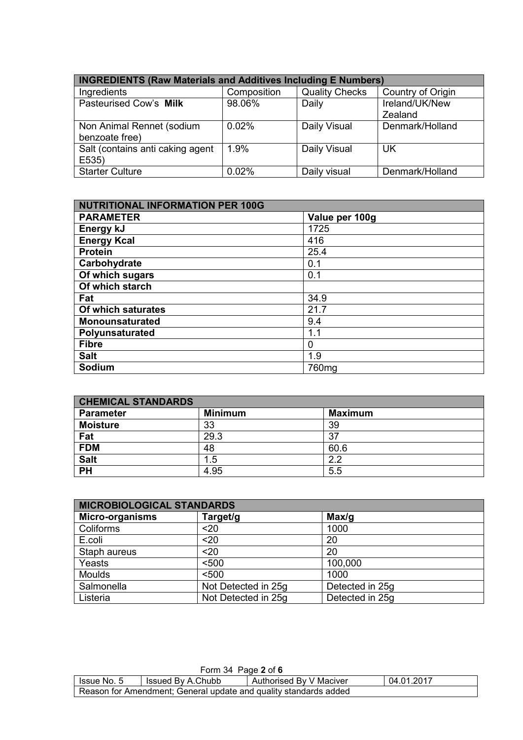| INGREDIENTS (Raw Materials and Additives Including E Numbers) | | | |
|---|---|---|---|
| Ingredients | Composition | Quality Checks | Country of Origin |
| Pasteurised Cow's **Milk** | 98.06% | Daily | Ireland/UK/New Zealand |
| Non Animal Rennet (sodium benzoate free) | 0.02% | Daily Visual | Denmark/Holland |
| Salt (contains anti caking agent E535) | 1.9% | Daily Visual | UK |
| Starter Culture | 0.02% | Daily visual | Denmark/Holland |

| NUTRITIONAL INFORMATION PER 100G | |
|---|---|
| **PARAMETER** | **Value per 100g** |
| **Energy kJ** | 1725 |
| **Energy Kcal** | 416 |
| **Protein** | 25.4 |
| **Carbohydrate** | 0.1 |
| **Of which sugars** | 0.1 |
| **Of which starch** | |
| **Fat** | 34.9 |
| **Of which saturates** | 21.7 |
| **Monounsaturated** | 9.4 |
| **Polyunsaturated** | 1.1 |
| **Fibre** | 0 |
| **Salt** | 1.9 |
| **Sodium** | 760mg |

| CHEMICAL STANDARDS | | |
|---|---|---|
| **Parameter** | **Minimum** | **Maximum** |
| **Moisture** | 33 | 39 |
| **Fat** | 29.3 | 37 |
| **FDM** | 48 | 60.6 |
| **Salt** | 1.5 | 2.2 |
| **PH** | 4.95 | 5.5 |

| MICROBIOLOGICAL STANDARDS | | |
|---|---|---|
| **Micro-organisms** | **Target/g** | **Max/g** |
| Coliforms | <20 | 1000 |
| E.coli | <20 | 20 |
| Staph aureus | <20 | 20 |
| Yeasts | <500 | 100,000 |
| Moulds | <500 | 1000 |
| Salmonella | Not Detected in 25g | Detected in 25g |
| Listeria | Not Detected in 25g | Detected in 25g |

Form 34

| Issue No. 5 | Issued By A.Chubb | Authorised By V Maciver | 04.01.2017 |
|---|---|---|---|
| Reason for Amendment; General update and quality standards added | | | |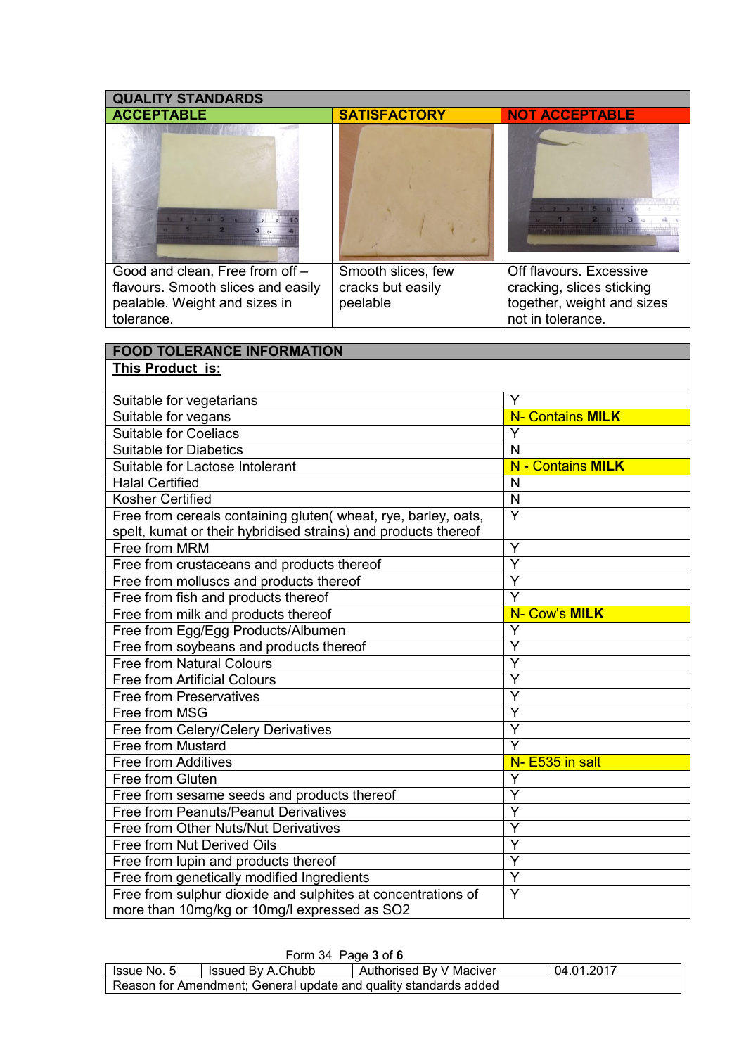| QUALITY STANDARDS | | |
|---|---|---|
| **ACCEPTABLE** | **SATISFACTORY** | **NOT ACCEPTABLE** |
| | | |
| Good and clean, Free from off – flavours. Smooth slices and easily pealable. Weight and sizes in tolerance. | Smooth slices, few cracks but easily peelable | Off flavours. Excessive cracking, slices sticking together, weight and sizes not in tolerance. |

| FOOD TOLERANCE INFORMATION | |
|---|---|
| **This Product is:** | |
| Suitable for vegetarians | Y |
| Suitable for vegans | N- Contains **MILK** |
| Suitable for Coeliacs | Y |
| Suitable for Diabetics | N |
| Suitable for Lactose Intolerant | N - Contains **MILK** |
| Halal Certified | N |
| Kosher Certified | N |
| Free from cereals containing gluten( wheat, rye, barley, oats, spelt, kumat or their hybridised strains) and products thereof | Y |
| Free from MRM | Y |
| Free from crustaceans and products thereof | Y |
| Free from molluscs and products thereof | Y |
| Free from fish and products thereof | Y |
| Free from milk and products thereof | N- Cow's **MILK** |
| Free from Egg/Egg Products/Albumen | Y |
| Free from soybeans and products thereof | Y |
| Free from Natural Colours | Y |
| Free from Artificial Colours | Y |
| Free from Preservatives | Y |
| Free from MSG | Y |
| Free from Celery/Celery Derivatives | Y |
| Free from Mustard | Y |
| Free from Additives | N- E535 in salt |
| Free from Gluten | Y |
| Free from sesame seeds and products thereof | Y |
| Free from Peanuts/Peanut Derivatives | Y |
| Free from Other Nuts/Nut Derivatives | Y |
| Free from Nut Derived Oils | Y |
| Free from lupin and products thereof | Y |
| Free from genetically modified Ingredients | Y |
| Free from sulphur dioxide and sulphites at concentrations of more than 10mg/kg or 10mg/l expressed as SO2 | Y |

| Issue No. 5 | Issued By A.Chubb | Authorised By V Maciver | 04.01.2017 |
|---|---|---|---|
| Reason for Amendment; General update and quality standards added | | | |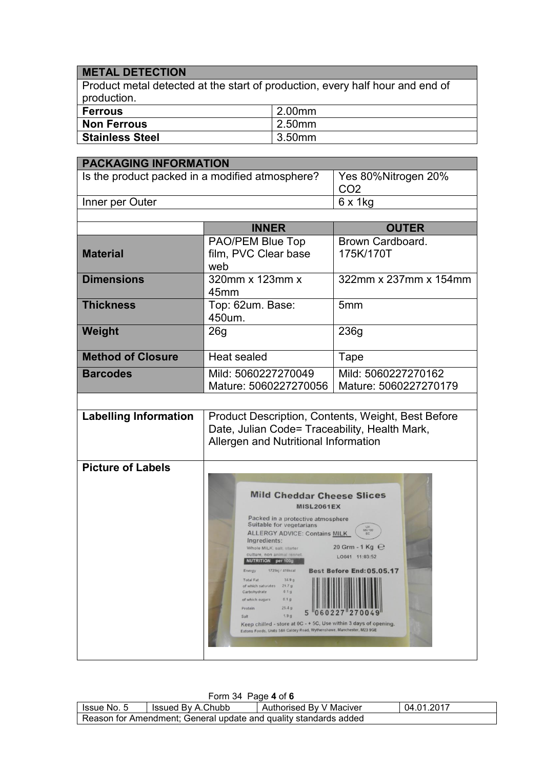| METAL DETECTION | |
|---|---|
| Product metal detected at the start of production, every half hour and end of production. | |
| **Ferrous** | 2.00mm |
| **Non Ferrous** | 2.50mm |
| **Stainless Steel** | 3.50mm |

| PACKAGING INFORMATION | | |
|---|---|---|
| Is the product packed in a modified atmosphere? | | Yes 80%Nitrogen 20% $CO_2$ |
| Inner per Outer | | 6 x 1kg |
| | **INNER** | **OUTER** |
| **Material** | PAO/PEM Blue Top film, PVC Clear base web | Brown Cardboard. 175K/170T |
| **Dimensions** | 320mm x 123mm x 45mm | 322mm x 237mm x 154mm |
| **Thickness** | Top: 62um. Base: 450um. | 5mm |
| **Weight** | 26g | 236g |
| **Method of Closure** | Heat sealed | Tape |
| **Barcodes** | Mild: 5060227270049<br>Mature: 5060227270056 | Mild: 5060227270162<br>Mature: 5060227270179 |

| | |
|---|---|
| **Labelling Information** | Product Description, Contents, Weight, Best Before Date, Julian Code= Traceability, Health Mark, Allergen and Nutritional Information |
| **Picture of Labels** | |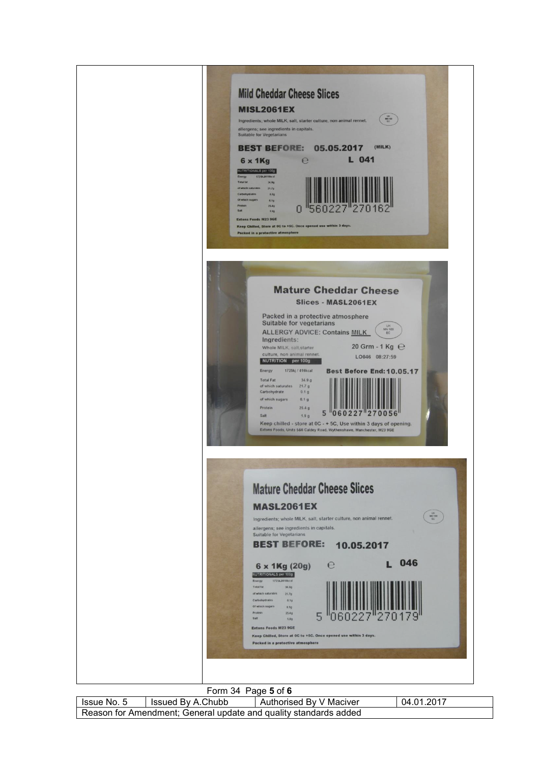| | Mild Cheddar Cheese Slices<br>MISL2061EX<br>Ingredients; whole MILK, salt, starter culture, non animal rennet.<br>allergens; see ingredients in capitals.<br>Suitable for Vegetarians<br>BEST BEFORE: 05.05.2017 (MILK)<br>6 x 1Kg ℮ L 041<br>NUTRITIONALS per 100g<br>Energy 1725kJ/416kcal<br>Total fat 34.9g<br>of which saturates 21.7g<br>Carbohydrates 0.1g<br>Of which sugars 0.1g<br>Protein 25.4g<br>Salt 1.9g<br>0 560227 270162<br>Extons Foods M23 9GE<br>Keep Chilled, Store at 0C to +5C. Once opened use within 3 days.<br>Packed in a protective atmosphere<br><br>Mature Cheddar Cheese<br>Slices - MASL2061EX<br>Packed in a protective atmosphere<br>Suitable for vegetarians<br>ALLERGY ADVICE: Contains MILK<br>Ingredients:<br>Whole MILK, salt, starter culture, non animal rennet.<br>20 Grm - 1 Kg ℮<br>LO046 08:27:59<br>NUTRITION per 100g<br>Energy 1725kj / 416kcal<br>Total Fat 34.9 g<br>of which saturates 21.7 g<br>Carbohydrate 0.1 g<br>of which sugars 0.1 g<br>Protein 25.4 g<br>Salt 1.9 g<br>Best Before End: 10.05.17<br>5 060227 270056<br>Keep chilled - store at 0C - + 5C, Use within 3 days of opening.<br>Extons Foods, Units 5&6 Caldey Road, Wythenshawe, Manchester, M23 9GE<br><br>Mature Cheddar Cheese Slices<br>MASL2061EX<br>Ingredients; whole MILK, salt, starter culture, non animal rennet.<br>allergens; see ingredients in capitals.<br>Suitable for Vegetarians<br>BEST BEFORE: 10.05.2017<br>6 x 1Kg (20g) ℮ L 046<br>NUTRITIONALS per 100g<br>Energy 1725kJ/416kcal<br>Total fat 34.9g<br>of which saturates 21.7g<br>Carbohydrates 0.1g<br>Of which sugars 0.1g<br>Protein 25.4g<br>Salt 1.9g<br>5 060227 270179<br>Extons Foods M23 9GE<br>Keep Chilled, Store at 0C to +5C. Once opened use within 3 days.<br>Packed in a protective atmosphere |
|---|---|

Form 34 Page **5** of **6**

| Issue No. 5 | Issued By A.Chubb | Authorised By V Maciver | 04.01.2017 |
|---|---|---|---|
| Reason for Amendment; General update and quality standards added | | | |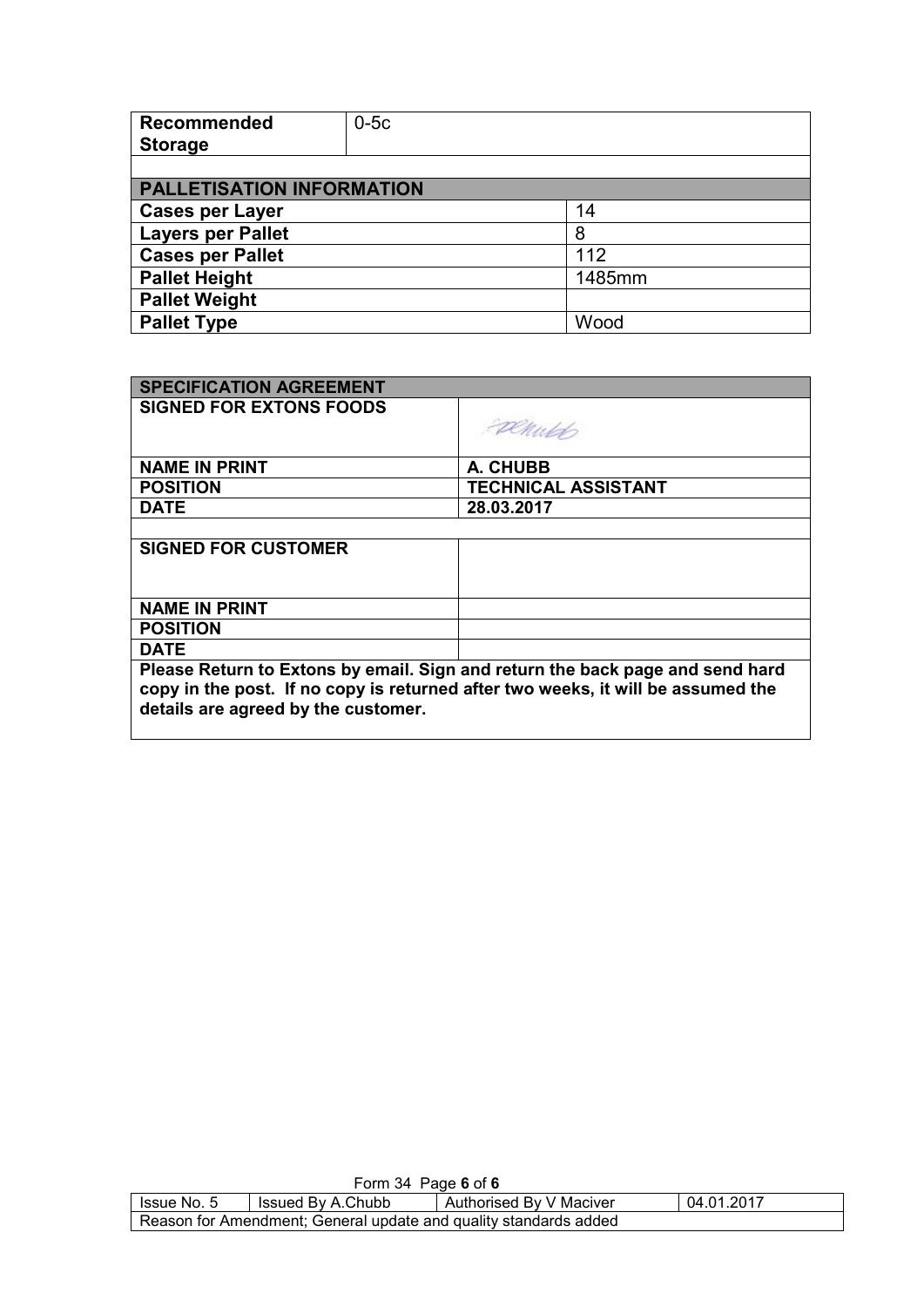| | |
|---|---|
| **Recommended Storage** | 0-5c |

| **PALLETISATION INFORMATION** | |
|---|---|
| **Cases per Layer** | 14 |
| **Layers per Pallet** | 8 |
| **Cases per Pallet** | 112 |
| **Pallet Height** | 1485mm |
| **Pallet Weight** | |
| **Pallet Type** | Wood |

| **SPECIFICATION AGREEMENT** | |
|---|---|
| **SIGNED FOR EXTONS FOODS** | |
| **NAME IN PRINT** | **A. CHUBB** |
| **POSITION** | **TECHNICAL ASSISTANT** |
| **DATE** | **28.03.2017** |
| | |
| **SIGNED FOR CUSTOMER** | |
| **NAME IN PRINT** | |
| **POSITION** | |
| **DATE** | |

**Please Return to Extons by email. Sign and return the back page and send hard copy in the post. If no copy is returned after two weeks, it will be assumed the details are agreed by the customer.**